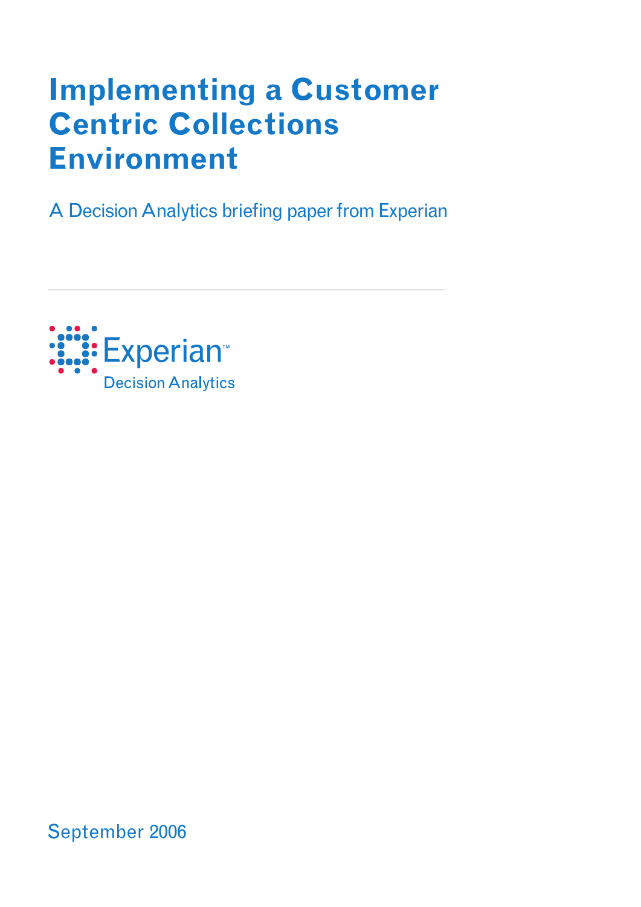# Implementing a Customer Centric Collections Environment

A Decision Analytics briefing paper from Experian

Experian™
Decision Analytics

September 2006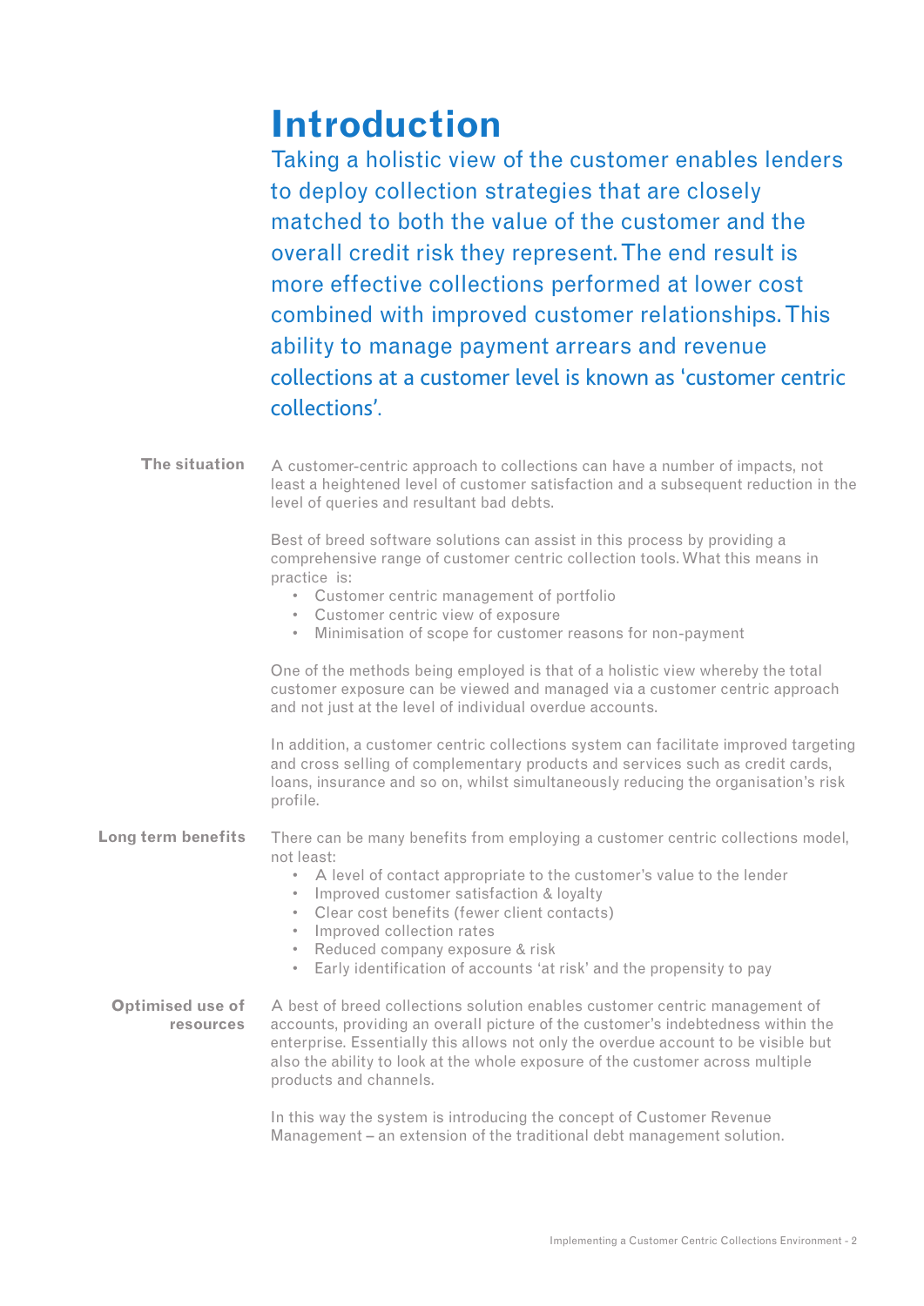# Introduction

Taking a holistic view of the customer enables lenders to deploy collection strategies that are closely matched to both the value of the customer and the overall credit risk they represent. The end result is more effective collections performed at lower cost combined with improved customer relationships. This ability to manage payment arrears and revenue collections at a customer level is known as 'customer centric collections'.

**The situation**

A customer-centric approach to collections can have a number of impacts, not least a heightened level of customer satisfaction and a subsequent reduction in the level of queries and resultant bad debts.

Best of breed software solutions can assist in this process by providing a comprehensive range of customer centric collection tools. What this means in practice is:

- Customer centric management of portfolio
- Customer centric view of exposure
- Minimisation of scope for customer reasons for non-payment

One of the methods being employed is that of a holistic view whereby the total customer exposure can be viewed and managed via a customer centric approach and not just at the level of individual overdue accounts.

In addition, a customer centric collections system can facilitate improved targeting and cross selling of complementary products and services such as credit cards, loans, insurance and so on, whilst simultaneously reducing the organisation's risk profile.

**Long term benefits**

There can be many benefits from employing a customer centric collections model, not least:

- A level of contact appropriate to the customer's value to the lender
- Improved customer satisfaction & loyalty
- Clear cost benefits (fewer client contacts)
- Improved collection rates
- Reduced company exposure & risk
- Early identification of accounts 'at risk' and the propensity to pay

**Optimised use of resources**

A best of breed collections solution enables customer centric management of accounts, providing an overall picture of the customer's indebtedness within the enterprise. Essentially this allows not only the overdue account to be visible but also the ability to look at the whole exposure of the customer across multiple products and channels.

In this way the system is introducing the concept of Customer Revenue Management – an extension of the traditional debt management solution.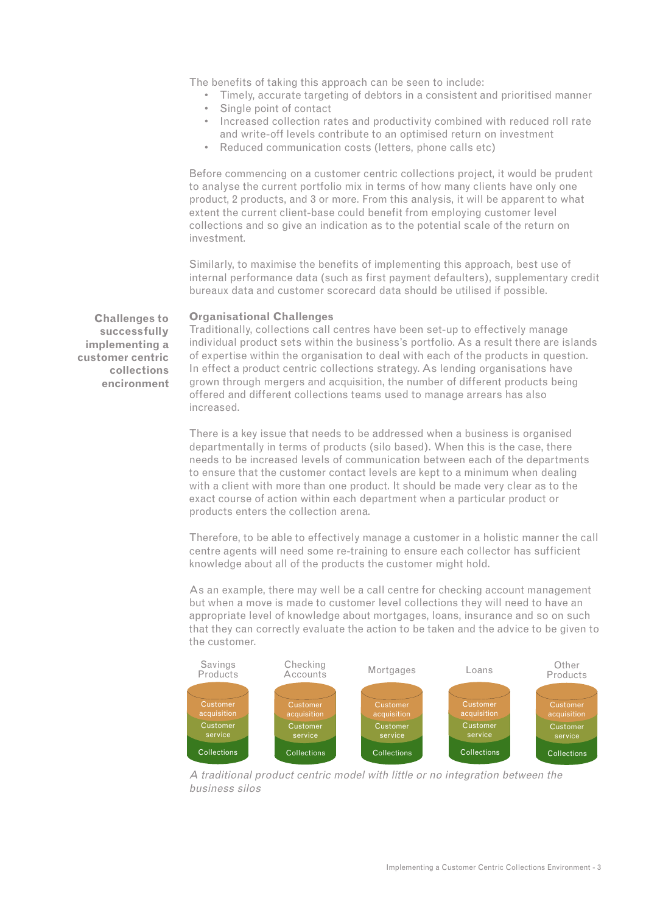The benefits of taking this approach can be seen to include:

- Timely, accurate targeting of debtors in a consistent and prioritised manner
- Single point of contact
- Increased collection rates and productivity combined with reduced roll rate and write-off levels contribute to an optimised return on investment
- Reduced communication costs (letters, phone calls etc)

Before commencing on a customer centric collections project, it would be prudent to analyse the current portfolio mix in terms of how many clients have only one product, 2 products, and 3 or more. From this analysis, it will be apparent to what extent the current client-base could benefit from employing customer level collections and so give an indication as to the potential scale of the return on investment.

Similarly, to maximise the benefits of implementing this approach, best use of internal performance data (such as first payment defaulters), supplementary credit bureaux data and customer scorecard data should be utilised if possible.

## Challenges to successfully implementing a customer centric collections encironment

### Organisational Challenges

Traditionally, collections call centres have been set-up to effectively manage individual product sets within the business's portfolio. As a result there are islands of expertise within the organisation to deal with each of the products in question. In effect a product centric collections strategy. As lending organisations have grown through mergers and acquisition, the number of different products being offered and different collections teams used to manage arrears has also increased.

There is a key issue that needs to be addressed when a business is organised departmentally in terms of products (silo based). When this is the case, there needs to be increased levels of communication between each of the departments to ensure that the customer contact levels are kept to a minimum when dealing with a client with more than one product. It should be made very clear as to the exact course of action within each department when a particular product or products enters the collection arena.

Therefore, to be able to effectively manage a customer in a holistic manner the call centre agents will need some re-training to ensure each collector has sufficient knowledge about all of the products the customer might hold.

As an example, there may well be a call centre for checking account management but when a move is made to customer level collections they will need to have an appropriate level of knowledge about mortgages, loans, insurance and so on such that they can correctly evaluate the action to be taken and the advice to be given to the customer.

| Savings Products | Checking Accounts | Mortgages | Loans | Other Products |
|---|---|---|---|---|
| Customer acquisition | Customer acquisition | Customer acquisition | Customer acquisition | Customer acquisition |
| Customer service | Customer service | Customer service | Customer service | Customer service |
| Collections | Collections | Collections | Collections | Collections |

*A traditional product centric model with little or no integration between the business silos*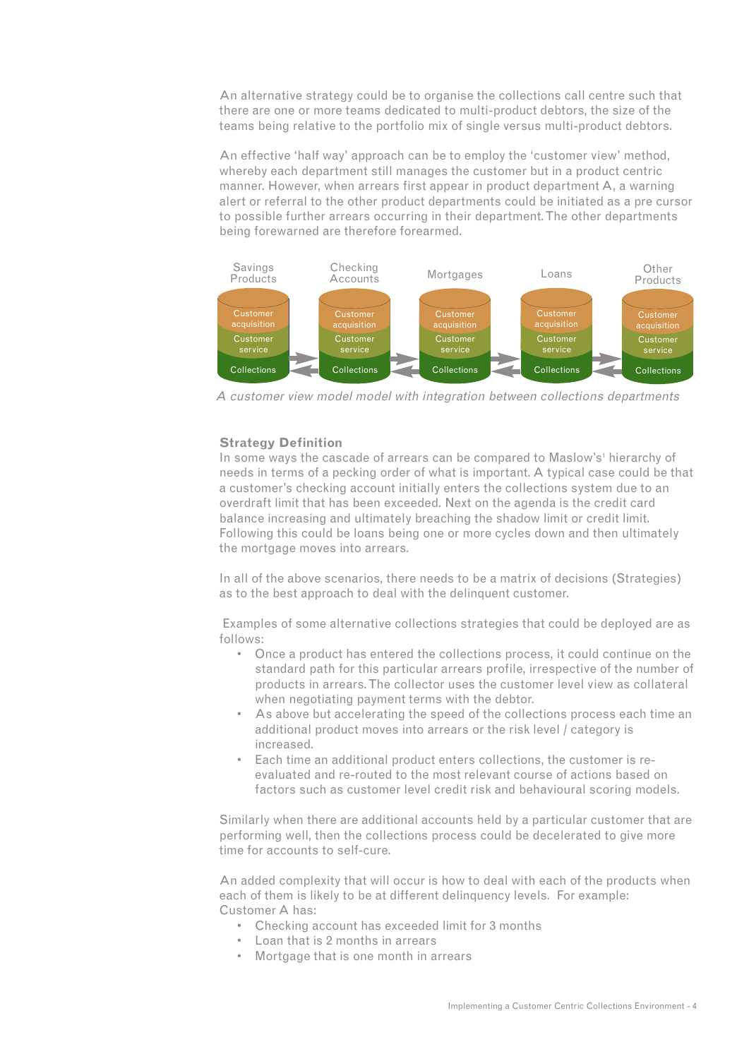An alternative strategy could be to organise the collections call centre such that there are one or more teams dedicated to multi-product debtors, the size of the teams being relative to the portfolio mix of single versus multi-product debtors.

An effective 'half way' approach can be to employ the 'customer view' method, whereby each department still manages the customer but in a product centric manner. However, when arrears first appear in product department A, a warning alert or referral to the other product departments could be initiated as a pre cursor to possible further arrears occurring in their department. The other departments being forewarned are therefore forearmed.

| Savings Products | Checking Accounts | Mortgages | Loans | Other Products |
|---|---|---|---|---|
| Customer acquisition | Customer acquisition | Customer acquisition | Customer acquisition | Customer acquisition |
| Customer service | Customer service | Customer service | Customer service | Customer service |
| Collections | Collections | Collections | Collections | Collections |

*A customer view model model with integration between collections departments*

**Strategy Definition**

In some ways the cascade of arrears can be compared to Maslow's[1] hierarchy of needs in terms of a pecking order of what is important. A typical case could be that a customer's checking account initially enters the collections system due to an overdraft limit that has been exceeded. Next on the agenda is the credit card balance increasing and ultimately breaching the shadow limit or credit limit. Following this could be loans being one or more cycles down and then ultimately the mortgage moves into arrears.

In all of the above scenarios, there needs to be a matrix of decisions (Strategies) as to the best approach to deal with the delinquent customer.

Examples of some alternative collections strategies that could be deployed are as follows:

- Once a product has entered the collections process, it could continue on the standard path for this particular arrears profile, irrespective of the number of products in arrears. The collector uses the customer level view as collateral when negotiating payment terms with the debtor.
- As above but accelerating the speed of the collections process each time an additional product moves into arrears or the risk level / category is increased.
- Each time an additional product enters collections, the customer is re-evaluated and re-routed to the most relevant course of actions based on factors such as customer level credit risk and behavioural scoring models.

Similarly when there are additional accounts held by a particular customer that are performing well, then the collections process could be decelerated to give more time for accounts to self-cure.

An added complexity that will occur is how to deal with each of the products when each of them is likely to be at different delinquency levels. For example: Customer A has:

- Checking account has exceeded limit for 3 months
- Loan that is 2 months in arrears
- Mortgage that is one month in arrears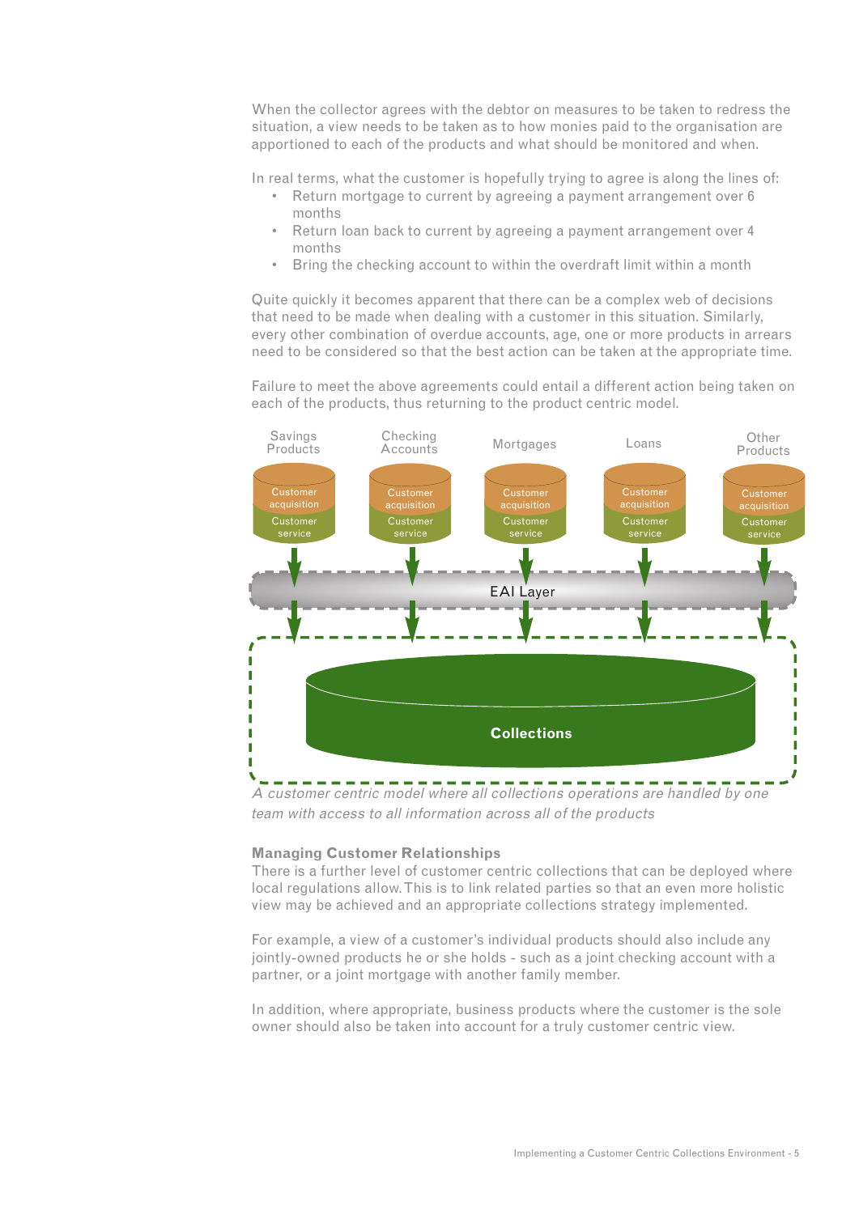When the collector agrees with the debtor on measures to be taken to redress the situation, a view needs to be taken as to how monies paid to the organisation are apportioned to each of the products and what should be monitored and when.

In real terms, what the customer is hopefully trying to agree is along the lines of:

- Return mortgage to current by agreeing a payment arrangement over 6 months
- Return loan back to current by agreeing a payment arrangement over 4 months
- Bring the checking account to within the overdraft limit within a month

Quite quickly it becomes apparent that there can be a complex web of decisions that need to be made when dealing with a customer in this situation. Similarly, every other combination of overdue accounts, age, one or more products in arrears need to be considered so that the best action can be taken at the appropriate time.

Failure to meet the above agreements could entail a different action being taken on each of the products, thus returning to the product centric model.

Savings Products | Checking Accounts | Mortgages | Loans | Other Products

Customer acquisition / Customer service

EAI Layer

Collections

*A customer centric model where all collections operations are handled by one team with access to all information across all of the products*

**Managing Customer Relationships**

There is a further level of customer centric collections that can be deployed where local regulations allow. This is to link related parties so that an even more holistic view may be achieved and an appropriate collections strategy implemented.

For example, a view of a customer's individual products should also include any jointly-owned products he or she holds - such as a joint checking account with a partner, or a joint mortgage with another family member.

In addition, where appropriate, business products where the customer is the sole owner should also be taken into account for a truly customer centric view.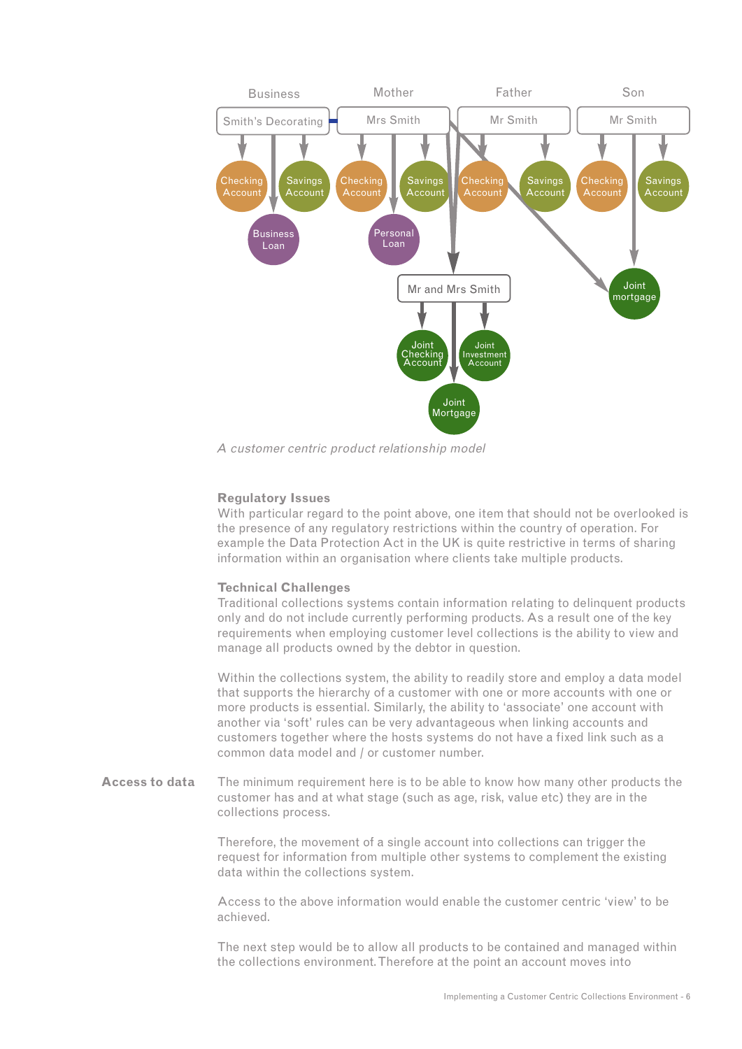*A customer centric product relationship model*

**Regulatory Issues**
With particular regard to the point above, one item that should not be overlooked is the presence of any regulatory restrictions within the country of operation. For example the Data Protection Act in the UK is quite restrictive in terms of sharing information within an organisation where clients take multiple products.

**Technical Challenges**
Traditional collections systems contain information relating to delinquent products only and do not include currently performing products. As a result one of the key requirements when employing customer level collections is the ability to view and manage all products owned by the debtor in question.

Within the collections system, the ability to readily store and employ a data model that supports the hierarchy of a customer with one or more accounts with one or more products is essential. Similarly, the ability to 'associate' one account with another via 'soft' rules can be very advantageous when linking accounts and customers together where the hosts systems do not have a fixed link such as a common data model and / or customer number.

**Access to data**

The minimum requirement here is to be able to know how many other products the customer has and at what stage (such as age, risk, value etc) they are in the collections process.

Therefore, the movement of a single account into collections can trigger the request for information from multiple other systems to complement the existing data within the collections system.

Access to the above information would enable the customer centric 'view' to be achieved.

The next step would be to allow all products to be contained and managed within the collections environment. Therefore at the point an account moves into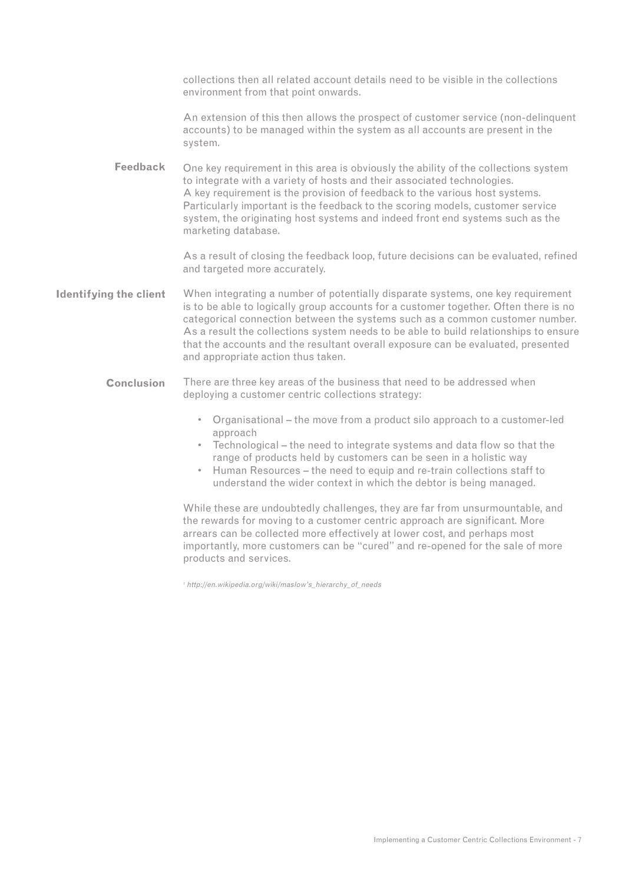collections then all related account details need to be visible in the collections environment from that point onwards.

An extension of this then allows the prospect of customer service (non-delinquent accounts) to be managed within the system as all accounts are present in the system.

## Feedback

One key requirement in this area is obviously the ability of the collections system to integrate with a variety of hosts and their associated technologies. A key requirement is the provision of feedback to the various host systems. Particularly important is the feedback to the scoring models, customer service system, the originating host systems and indeed front end systems such as the marketing database.

As a result of closing the feedback loop, future decisions can be evaluated, refined and targeted more accurately.

## Identifying the client

When integrating a number of potentially disparate systems, one key requirement is to be able to logically group accounts for a customer together. Often there is no categorical connection between the systems such as a common customer number. As a result the collections system needs to be able to build relationships to ensure that the accounts and the resultant overall exposure can be evaluated, presented and appropriate action thus taken.

## Conclusion

There are three key areas of the business that need to be addressed when deploying a customer centric collections strategy:

- Organisational – the move from a product silo approach to a customer-led approach
- Technological – the need to integrate systems and data flow so that the range of products held by customers can be seen in a holistic way
- Human Resources – the need to equip and re-train collections staff to understand the wider context in which the debtor is being managed.

While these are undoubtedly challenges, they are far from unsurmountable, and the rewards for moving to a customer centric approach are significant. More arrears can be collected more effectively at lower cost, and perhaps most importantly, more customers can be "cured" and re-opened for the sale of more products and services.

[1] *http://en.wikipedia.org/wiki/maslow's_hierarchy_of_needs*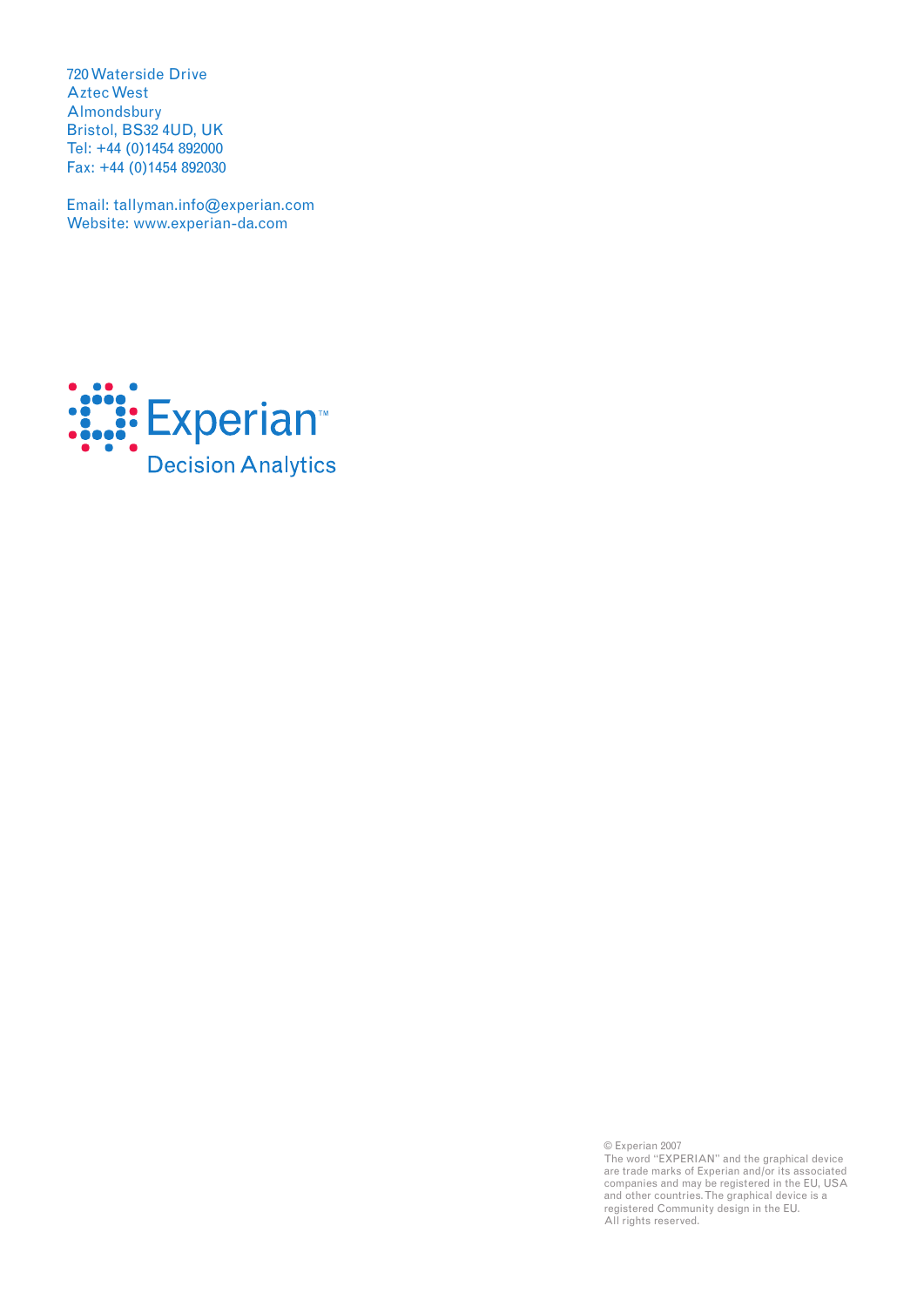720 Waterside Drive
Aztec West
Almondsbury
Bristol, BS32 4UD, UK
Tel: +44 (0)1454 892000
Fax: +44 (0)1454 892030

Email: tallyman.info@experian.com
Website: www.experian-da.com

Experian™
Decision Analytics

© Experian 2007
The word "EXPERIAN" and the graphical device are trade marks of Experian and/or its associated companies and may be registered in the EU, USA and other countries. The graphical device is a registered Community design in the EU.
All rights reserved.